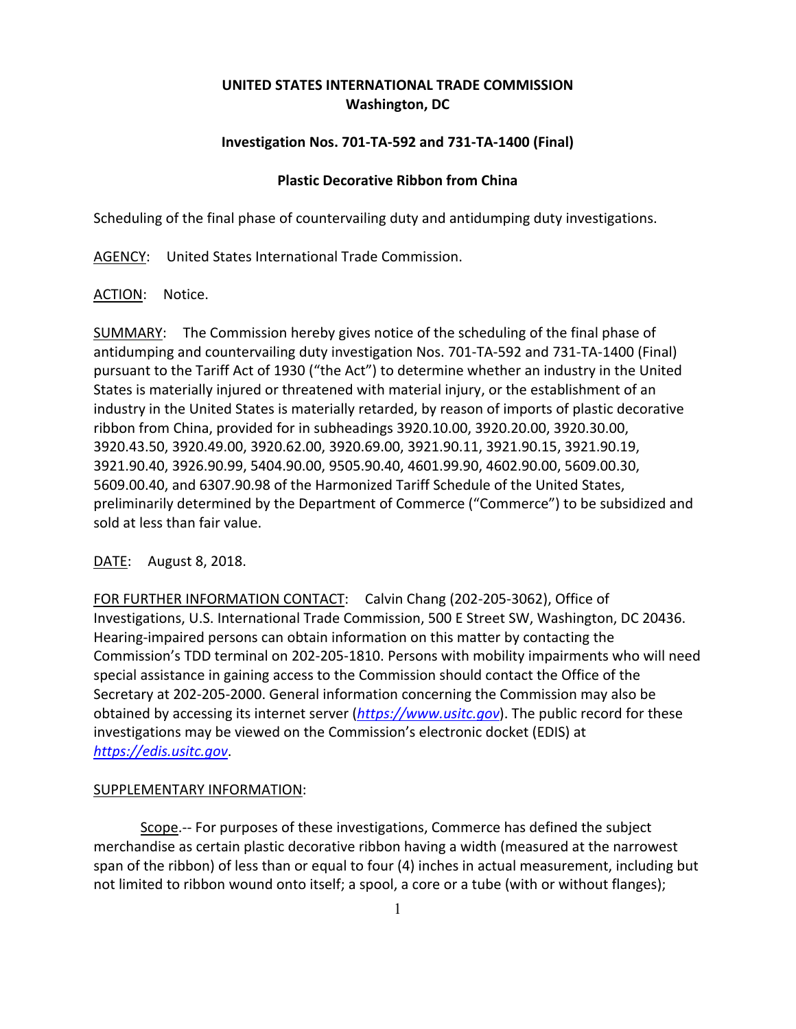**UNITED STATES INTERNATIONAL TRADE COMMISSION**
**Washington, DC**

**Investigation Nos. 701-TA-592 and 731-TA-1400 (Final)**

**Plastic Decorative Ribbon from China**

Scheduling of the final phase of countervailing duty and antidumping duty investigations.

AGENCY: United States International Trade Commission.

ACTION: Notice.

SUMMARY: The Commission hereby gives notice of the scheduling of the final phase of antidumping and countervailing duty investigation Nos. 701-TA-592 and 731-TA-1400 (Final) pursuant to the Tariff Act of 1930 ("the Act") to determine whether an industry in the United States is materially injured or threatened with material injury, or the establishment of an industry in the United States is materially retarded, by reason of imports of plastic decorative ribbon from China, provided for in subheadings 3920.10.00, 3920.20.00, 3920.30.00, 3920.43.50, 3920.49.00, 3920.62.00, 3920.69.00, 3921.90.11, 3921.90.15, 3921.90.19, 3921.90.40, 3926.90.99, 5404.90.00, 9505.90.40, 4601.99.90, 4602.90.00, 5609.00.30, 5609.00.40, and 6307.90.98 of the Harmonized Tariff Schedule of the United States, preliminarily determined by the Department of Commerce ("Commerce") to be subsidized and sold at less than fair value.

DATE: August 8, 2018.

FOR FURTHER INFORMATION CONTACT: Calvin Chang (202-205-3062), Office of Investigations, U.S. International Trade Commission, 500 E Street SW, Washington, DC 20436. Hearing-impaired persons can obtain information on this matter by contacting the Commission's TDD terminal on 202-205-1810. Persons with mobility impairments who will need special assistance in gaining access to the Commission should contact the Office of the Secretary at 202-205-2000. General information concerning the Commission may also be obtained by accessing its internet server (*https://www.usitc.gov*). The public record for these investigations may be viewed on the Commission's electronic docket (EDIS) at *https://edis.usitc.gov*.

SUPPLEMENTARY INFORMATION:

Scope.-- For purposes of these investigations, Commerce has defined the subject merchandise as certain plastic decorative ribbon having a width (measured at the narrowest span of the ribbon) of less than or equal to four (4) inches in actual measurement, including but not limited to ribbon wound onto itself; a spool, a core or a tube (with or without flanges);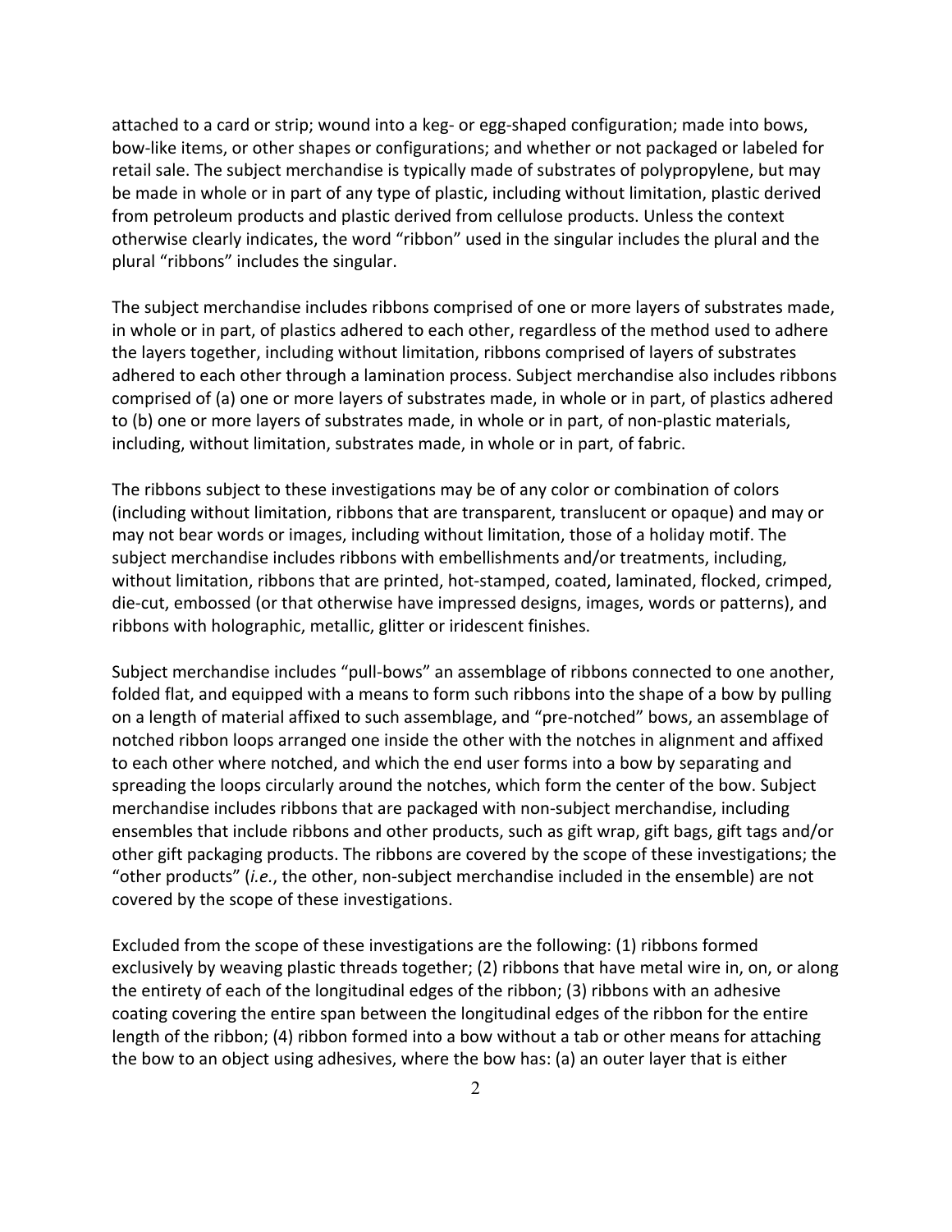attached to a card or strip; wound into a keg- or egg-shaped configuration; made into bows, bow-like items, or other shapes or configurations; and whether or not packaged or labeled for retail sale. The subject merchandise is typically made of substrates of polypropylene, but may be made in whole or in part of any type of plastic, including without limitation, plastic derived from petroleum products and plastic derived from cellulose products. Unless the context otherwise clearly indicates, the word "ribbon" used in the singular includes the plural and the plural "ribbons" includes the singular.

The subject merchandise includes ribbons comprised of one or more layers of substrates made, in whole or in part, of plastics adhered to each other, regardless of the method used to adhere the layers together, including without limitation, ribbons comprised of layers of substrates adhered to each other through a lamination process. Subject merchandise also includes ribbons comprised of (a) one or more layers of substrates made, in whole or in part, of plastics adhered to (b) one or more layers of substrates made, in whole or in part, of non-plastic materials, including, without limitation, substrates made, in whole or in part, of fabric.

The ribbons subject to these investigations may be of any color or combination of colors (including without limitation, ribbons that are transparent, translucent or opaque) and may or may not bear words or images, including without limitation, those of a holiday motif. The subject merchandise includes ribbons with embellishments and/or treatments, including, without limitation, ribbons that are printed, hot-stamped, coated, laminated, flocked, crimped, die-cut, embossed (or that otherwise have impressed designs, images, words or patterns), and ribbons with holographic, metallic, glitter or iridescent finishes.

Subject merchandise includes "pull-bows" an assemblage of ribbons connected to one another, folded flat, and equipped with a means to form such ribbons into the shape of a bow by pulling on a length of material affixed to such assemblage, and "pre-notched" bows, an assemblage of notched ribbon loops arranged one inside the other with the notches in alignment and affixed to each other where notched, and which the end user forms into a bow by separating and spreading the loops circularly around the notches, which form the center of the bow. Subject merchandise includes ribbons that are packaged with non-subject merchandise, including ensembles that include ribbons and other products, such as gift wrap, gift bags, gift tags and/or other gift packaging products. The ribbons are covered by the scope of these investigations; the "other products" (*i.e.*, the other, non-subject merchandise included in the ensemble) are not covered by the scope of these investigations.

Excluded from the scope of these investigations are the following: (1) ribbons formed exclusively by weaving plastic threads together; (2) ribbons that have metal wire in, on, or along the entirety of each of the longitudinal edges of the ribbon; (3) ribbons with an adhesive coating covering the entire span between the longitudinal edges of the ribbon for the entire length of the ribbon; (4) ribbon formed into a bow without a tab or other means for attaching the bow to an object using adhesives, where the bow has: (a) an outer layer that is either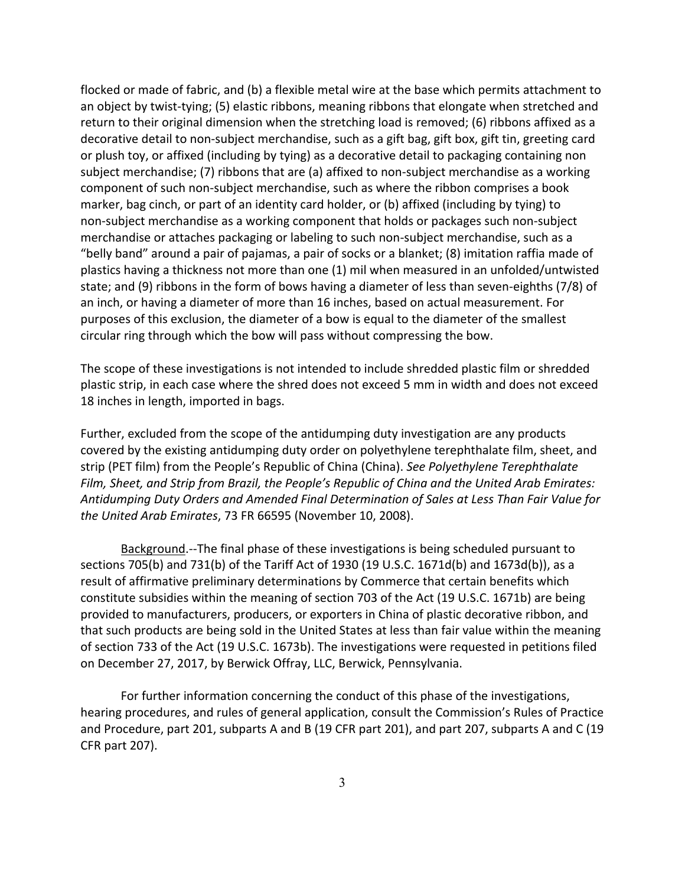flocked or made of fabric, and (b) a flexible metal wire at the base which permits attachment to an object by twist-tying; (5) elastic ribbons, meaning ribbons that elongate when stretched and return to their original dimension when the stretching load is removed; (6) ribbons affixed as a decorative detail to non-subject merchandise, such as a gift bag, gift box, gift tin, greeting card or plush toy, or affixed (including by tying) as a decorative detail to packaging containing non subject merchandise; (7) ribbons that are (a) affixed to non-subject merchandise as a working component of such non-subject merchandise, such as where the ribbon comprises a book marker, bag cinch, or part of an identity card holder, or (b) affixed (including by tying) to non-subject merchandise as a working component that holds or packages such non-subject merchandise or attaches packaging or labeling to such non-subject merchandise, such as a "belly band" around a pair of pajamas, a pair of socks or a blanket; (8) imitation raffia made of plastics having a thickness not more than one (1) mil when measured in an unfolded/untwisted state; and (9) ribbons in the form of bows having a diameter of less than seven-eighths (7/8) of an inch, or having a diameter of more than 16 inches, based on actual measurement. For purposes of this exclusion, the diameter of a bow is equal to the diameter of the smallest circular ring through which the bow will pass without compressing the bow.

The scope of these investigations is not intended to include shredded plastic film or shredded plastic strip, in each case where the shred does not exceed 5 mm in width and does not exceed 18 inches in length, imported in bags.

Further, excluded from the scope of the antidumping duty investigation are any products covered by the existing antidumping duty order on polyethylene terephthalate film, sheet, and strip (PET film) from the People's Republic of China (China). *See Polyethylene Terephthalate Film, Sheet, and Strip from Brazil, the People's Republic of China and the United Arab Emirates: Antidumping Duty Orders and Amended Final Determination of Sales at Less Than Fair Value for the United Arab Emirates*, 73 FR 66595 (November 10, 2008).

Background.--The final phase of these investigations is being scheduled pursuant to sections 705(b) and 731(b) of the Tariff Act of 1930 (19 U.S.C. 1671d(b) and 1673d(b)), as a result of affirmative preliminary determinations by Commerce that certain benefits which constitute subsidies within the meaning of section 703 of the Act (19 U.S.C. 1671b) are being provided to manufacturers, producers, or exporters in China of plastic decorative ribbon, and that such products are being sold in the United States at less than fair value within the meaning of section 733 of the Act (19 U.S.C. 1673b). The investigations were requested in petitions filed on December 27, 2017, by Berwick Offray, LLC, Berwick, Pennsylvania.

For further information concerning the conduct of this phase of the investigations, hearing procedures, and rules of general application, consult the Commission's Rules of Practice and Procedure, part 201, subparts A and B (19 CFR part 201), and part 207, subparts A and C (19 CFR part 207).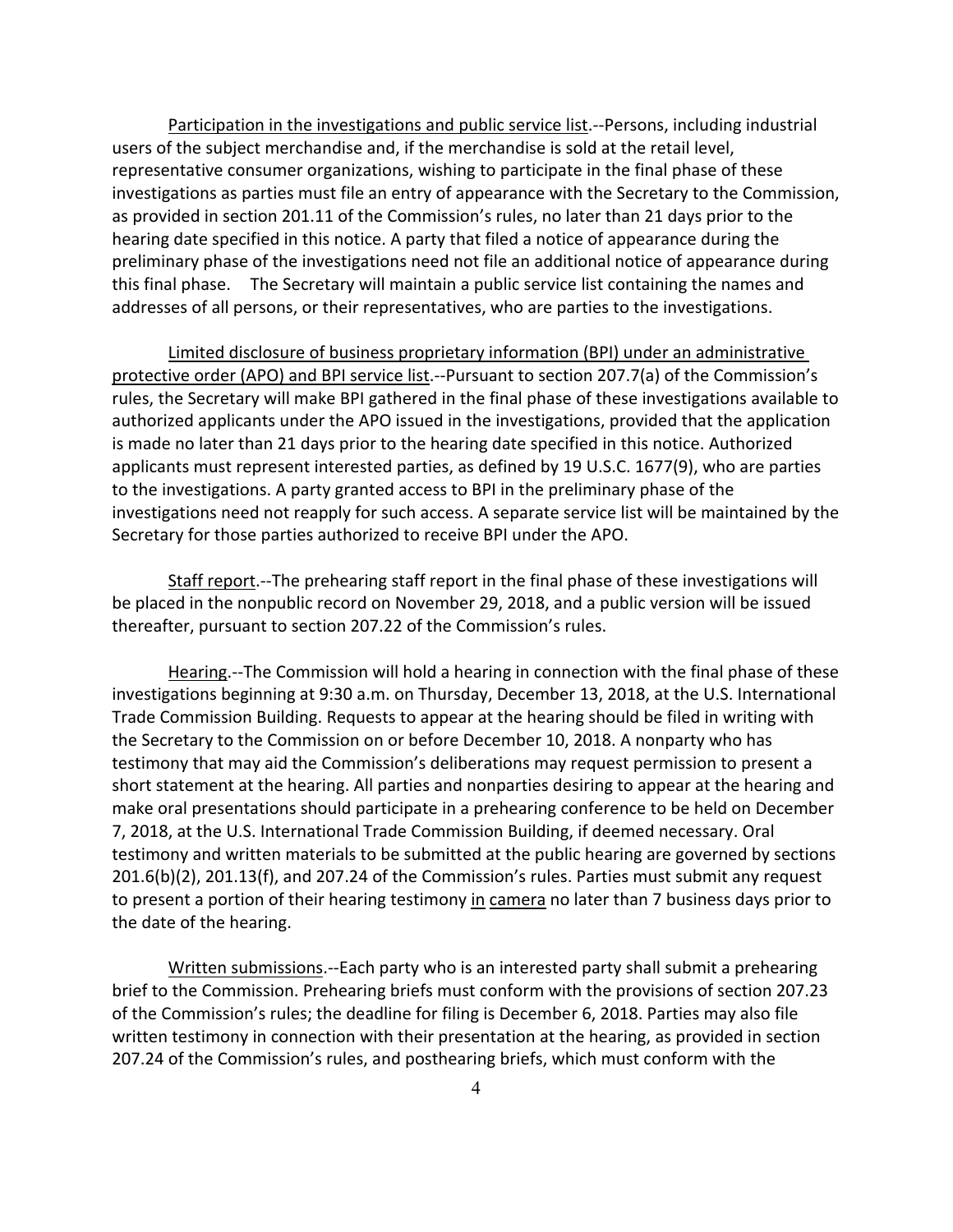Participation in the investigations and public service list.--Persons, including industrial users of the subject merchandise and, if the merchandise is sold at the retail level, representative consumer organizations, wishing to participate in the final phase of these investigations as parties must file an entry of appearance with the Secretary to the Commission, as provided in section 201.11 of the Commission's rules, no later than 21 days prior to the hearing date specified in this notice. A party that filed a notice of appearance during the preliminary phase of the investigations need not file an additional notice of appearance during this final phase. The Secretary will maintain a public service list containing the names and addresses of all persons, or their representatives, who are parties to the investigations.

Limited disclosure of business proprietary information (BPI) under an administrative protective order (APO) and BPI service list.--Pursuant to section 207.7(a) of the Commission's rules, the Secretary will make BPI gathered in the final phase of these investigations available to authorized applicants under the APO issued in the investigations, provided that the application is made no later than 21 days prior to the hearing date specified in this notice. Authorized applicants must represent interested parties, as defined by 19 U.S.C. 1677(9), who are parties to the investigations. A party granted access to BPI in the preliminary phase of the investigations need not reapply for such access. A separate service list will be maintained by the Secretary for those parties authorized to receive BPI under the APO.

Staff report.--The prehearing staff report in the final phase of these investigations will be placed in the nonpublic record on November 29, 2018, and a public version will be issued thereafter, pursuant to section 207.22 of the Commission's rules.

Hearing.--The Commission will hold a hearing in connection with the final phase of these investigations beginning at 9:30 a.m. on Thursday, December 13, 2018, at the U.S. International Trade Commission Building. Requests to appear at the hearing should be filed in writing with the Secretary to the Commission on or before December 10, 2018. A nonparty who has testimony that may aid the Commission's deliberations may request permission to present a short statement at the hearing. All parties and nonparties desiring to appear at the hearing and make oral presentations should participate in a prehearing conference to be held on December 7, 2018, at the U.S. International Trade Commission Building, if deemed necessary. Oral testimony and written materials to be submitted at the public hearing are governed by sections 201.6(b)(2), 201.13(f), and 207.24 of the Commission's rules. Parties must submit any request to present a portion of their hearing testimony in camera no later than 7 business days prior to the date of the hearing.

Written submissions.--Each party who is an interested party shall submit a prehearing brief to the Commission. Prehearing briefs must conform with the provisions of section 207.23 of the Commission's rules; the deadline for filing is December 6, 2018. Parties may also file written testimony in connection with their presentation at the hearing, as provided in section 207.24 of the Commission's rules, and posthearing briefs, which must conform with the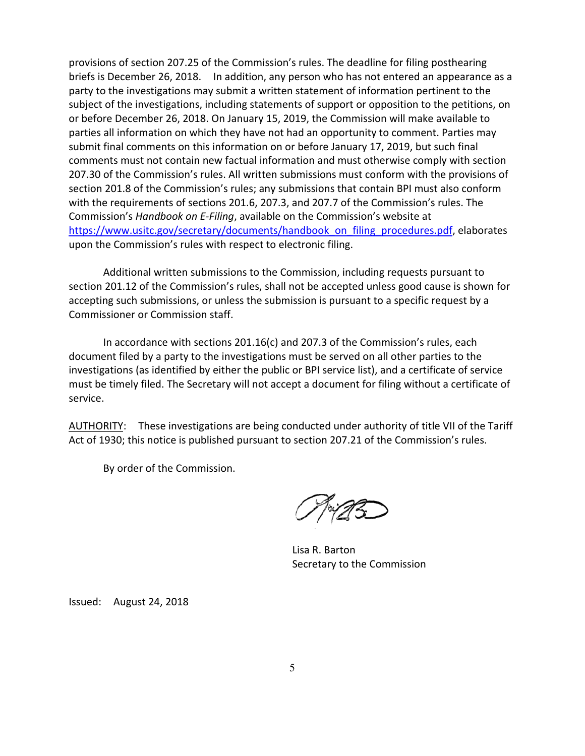provisions of section 207.25 of the Commission's rules. The deadline for filing posthearing briefs is December 26, 2018. In addition, any person who has not entered an appearance as a party to the investigations may submit a written statement of information pertinent to the subject of the investigations, including statements of support or opposition to the petitions, on or before December 26, 2018. On January 15, 2019, the Commission will make available to parties all information on which they have not had an opportunity to comment. Parties may submit final comments on this information on or before January 17, 2019, but such final comments must not contain new factual information and must otherwise comply with section 207.30 of the Commission's rules. All written submissions must conform with the provisions of section 201.8 of the Commission's rules; any submissions that contain BPI must also conform with the requirements of sections 201.6, 207.3, and 207.7 of the Commission's rules. The Commission's *Handbook on E-Filing*, available on the Commission's website at https://www.usitc.gov/secretary/documents/handbook_on_filing_procedures.pdf, elaborates upon the Commission's rules with respect to electronic filing.

Additional written submissions to the Commission, including requests pursuant to section 201.12 of the Commission's rules, shall not be accepted unless good cause is shown for accepting such submissions, or unless the submission is pursuant to a specific request by a Commissioner or Commission staff.

In accordance with sections 201.16(c) and 207.3 of the Commission's rules, each document filed by a party to the investigations must be served on all other parties to the investigations (as identified by either the public or BPI service list), and a certificate of service must be timely filed. The Secretary will not accept a document for filing without a certificate of service.

AUTHORITY: These investigations are being conducted under authority of title VII of the Tariff Act of 1930; this notice is published pursuant to section 207.21 of the Commission's rules.

By order of the Commission.

Lisa R. Barton
Secretary to the Commission

Issued: August 24, 2018